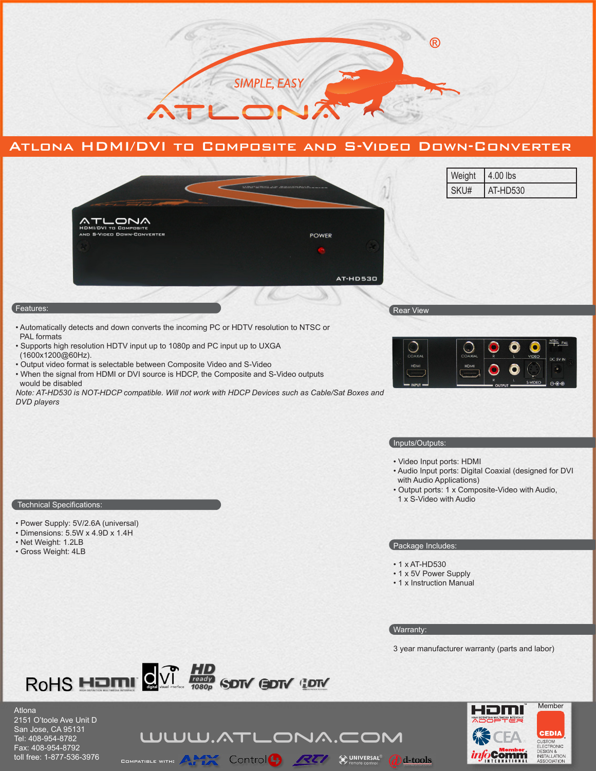# Atlona HDMI/DVI to Composite and S-Video Down-Converter

| Weight | 4.00 lbs |
| --- | --- |
| SKU# | AT-HD530 |

## Features:

- Automatically detects and down converts the incoming PC or HDTV resolution to NTSC or PAL formats
- Supports high resolution HDTV input up to 1080p and PC input up to UXGA (1600x1200@60Hz).
- Output video format is selectable between Composite Video and S-Video
- When the signal from HDMI or DVI source is HDCP, the Composite and S-Video outputs would be disabled

*Note: AT-HD530 is NOT-HDCP compatible. Will not work with HDCP Devices such as Cable/Sat Boxes and DVD players*

## Rear View

## Inputs/Outputs:

- Video Input ports: HDMI
- Audio Input ports: Digital Coaxial (designed for DVI with Audio Applications)
- Output ports: 1 x Composite-Video with Audio, 1 x S-Video with Audio

## Technical Specifications:

- Power Supply: 5V/2.6A (universal)
- Dimensions: 5.5W x 4.9D x 1.4H
- Net Weight: 1.2LB
- Gross Weight: 4LB

## Package Includes:

- 1 x AT-HD530
- 1 x 5V Power Supply
- 1 x Instruction Manual

## Warranty:

3 year manufacturer warranty (parts and labor)

Atlona
2151 O'toole Ave Unit D
San Jose, CA 95131
Tel: 408-954-8782
Fax: 408-954-8792
toll free: 1-877-536-3976

WWW.ATLONA.COM

Compatible with: AMX, Control4, RTI, Universal remote control, d-tools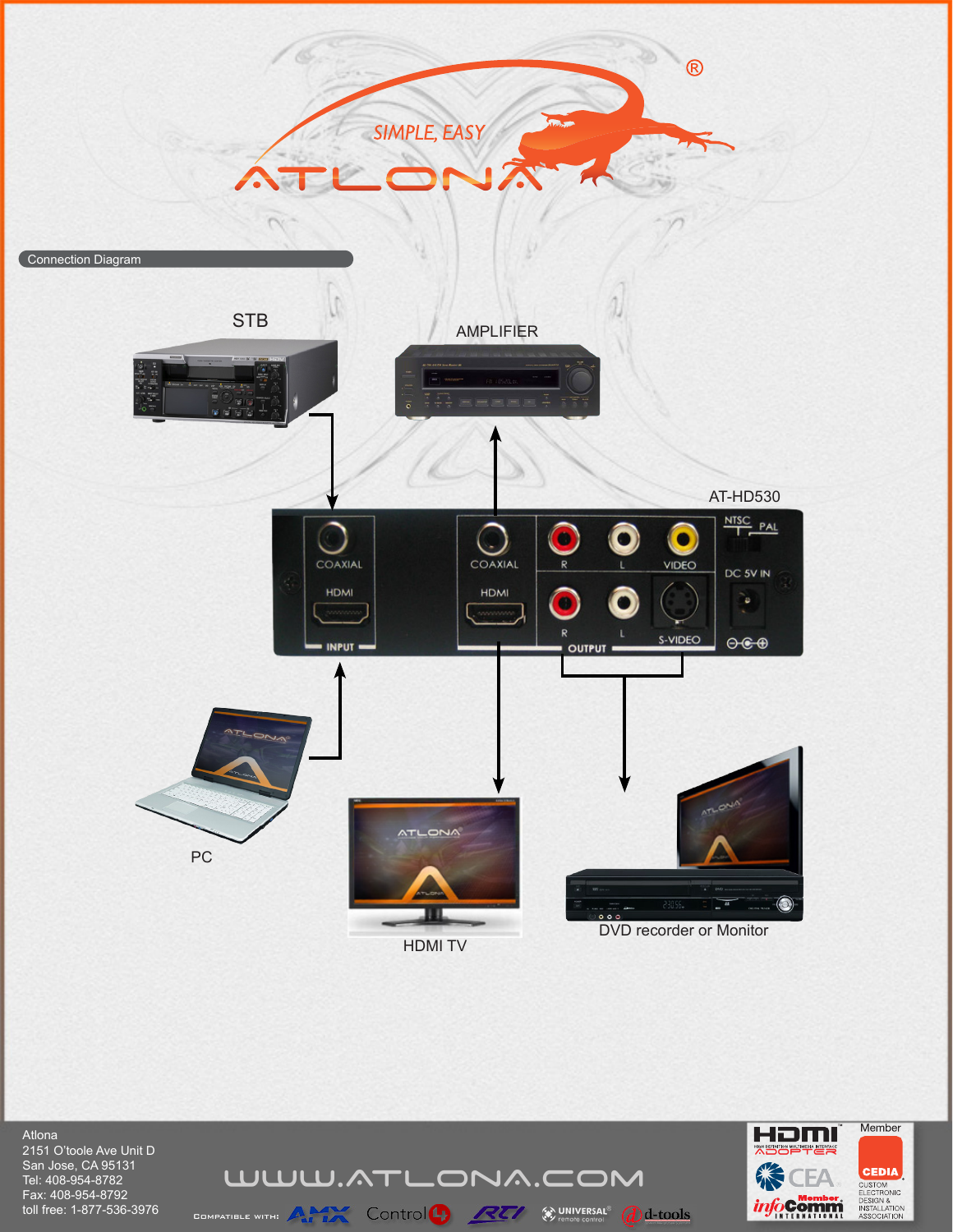## Connection Diagram

STB

AMPLIFIER

AT-HD530

COAXIAL

HDMI

INPUT

COAXIAL

HDMI

R

L

VIDEO

R

L

S-VIDEO

OUTPUT

NTSC

PAL

DC 5V IN

PC

HDMI TV

DVD recorder or Monitor

Atlona
2151 O'toole Ave Unit D
San Jose, CA 95131
Tel: 408-954-8782
Fax: 408-954-8792
toll free: 1-877-536-3976

WWW.ATLONA.COM

Compatible with: AMX Control4 RTI Universal remote control d-tools

HDMI ADOPTER

CEA

infoComm International Member

Member CEDIA Custom Electronic Design & Installation Association